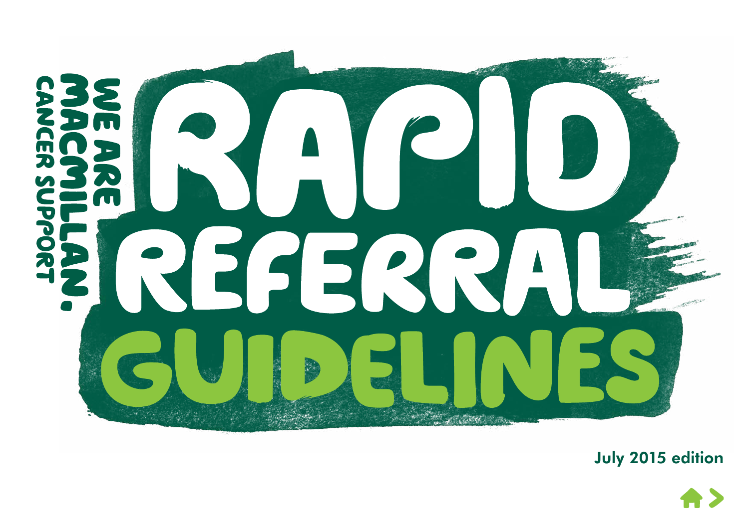WE ARE MACMILLAN. CANCER SUPPORT

# RAPID REFERRAL GUIDELINES

July 2015 edition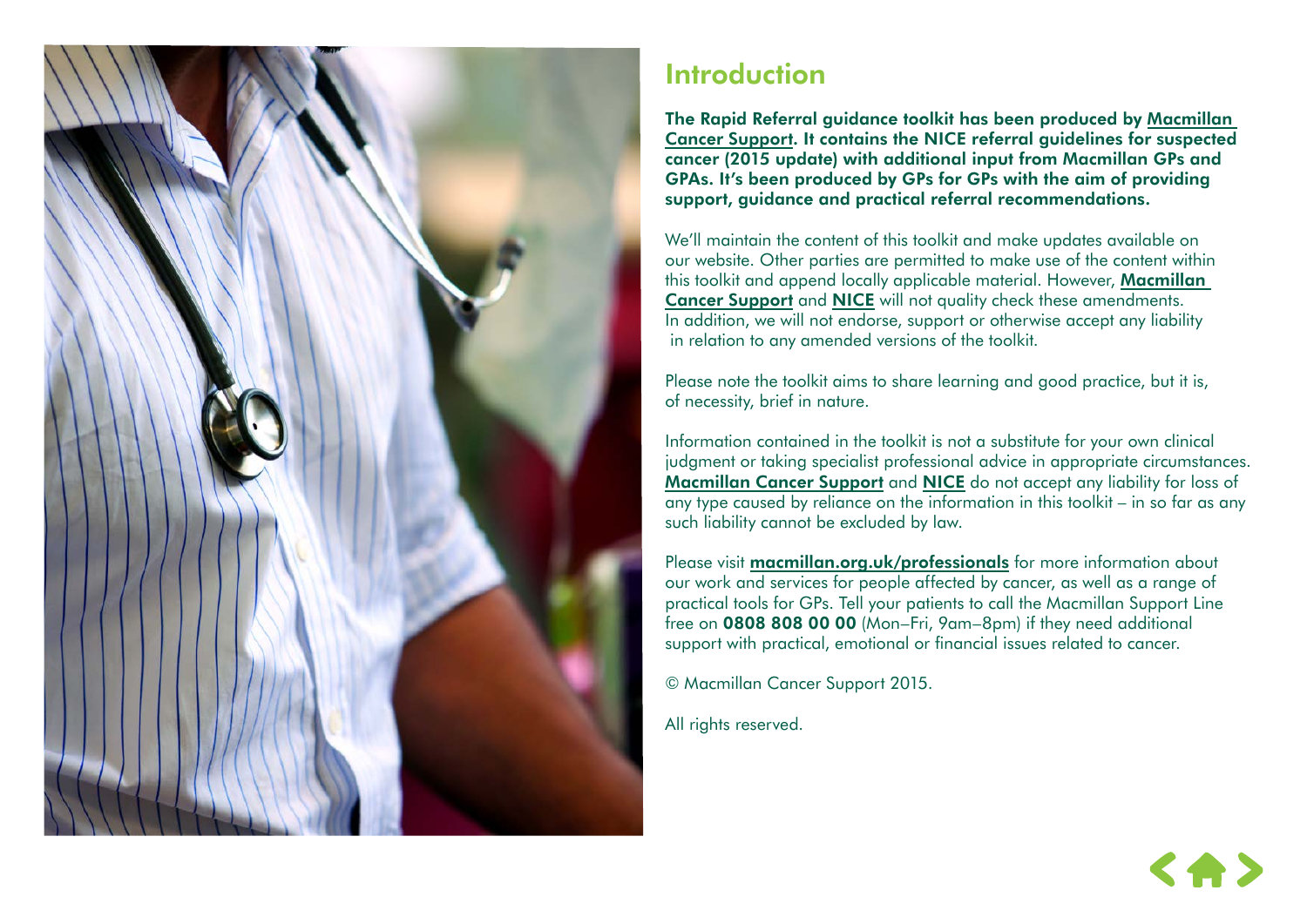# Introduction

**The Rapid Referral guidance toolkit has been produced by Macmillan Cancer Support. It contains the NICE referral guidelines for suspected cancer (2015 update) with additional input from Macmillan GPs and GPAs. It's been produced by GPs for GPs with the aim of providing support, guidance and practical referral recommendations.**

We'll maintain the content of this toolkit and make updates available on our website. Other parties are permitted to make use of the content within this toolkit and append locally applicable material. However, **Macmillan Cancer Support** and **NICE** will not quality check these amendments. In addition, we will not endorse, support or otherwise accept any liability in relation to any amended versions of the toolkit.

Please note the toolkit aims to share learning and good practice, but it is, of necessity, brief in nature.

Information contained in the toolkit is not a substitute for your own clinical judgment or taking specialist professional advice in appropriate circumstances. **Macmillan Cancer Support** and **NICE** do not accept any liability for loss of any type caused by reliance on the information in this toolkit – in so far as any such liability cannot be excluded by law.

Please visit **macmillan.org.uk/professionals** for more information about our work and services for people affected by cancer, as well as a range of practical tools for GPs. Tell your patients to call the Macmillan Support Line free on **0808 808 00 00** (Mon–Fri, 9am–8pm) if they need additional support with practical, emotional or financial issues related to cancer.

© Macmillan Cancer Support 2015.

All rights reserved.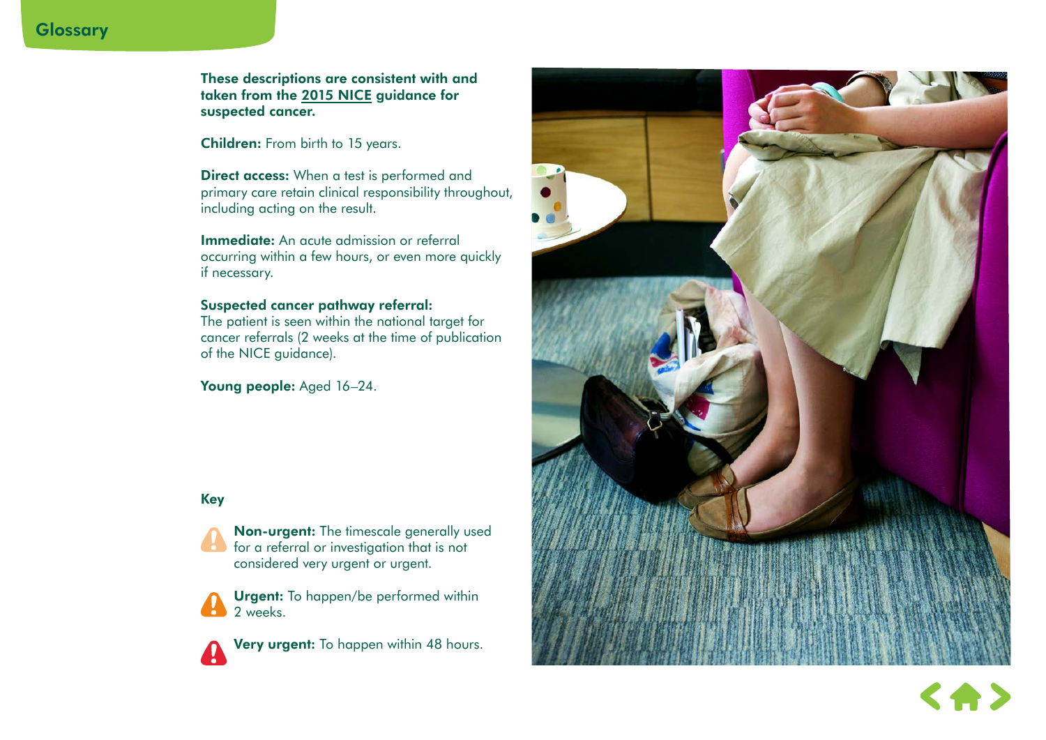# Glossary

**These descriptions are consistent with and taken from the 2015 NICE guidance for suspected cancer.**

**Children:** From birth to 15 years.

**Direct access:** When a test is performed and primary care retain clinical responsibility throughout, including acting on the result.

**Immediate:** An acute admission or referral occurring within a few hours, or even more quickly if necessary.

**Suspected cancer pathway referral:**
The patient is seen within the national target for cancer referrals (2 weeks at the time of publication of the NICE guidance).

**Young people:** Aged 16–24.

**Key**

**Non-urgent:** The timescale generally used for a referral or investigation that is not considered very urgent or urgent.

**Urgent:** To happen/be performed within 2 weeks.

**Very urgent:** To happen within 48 hours.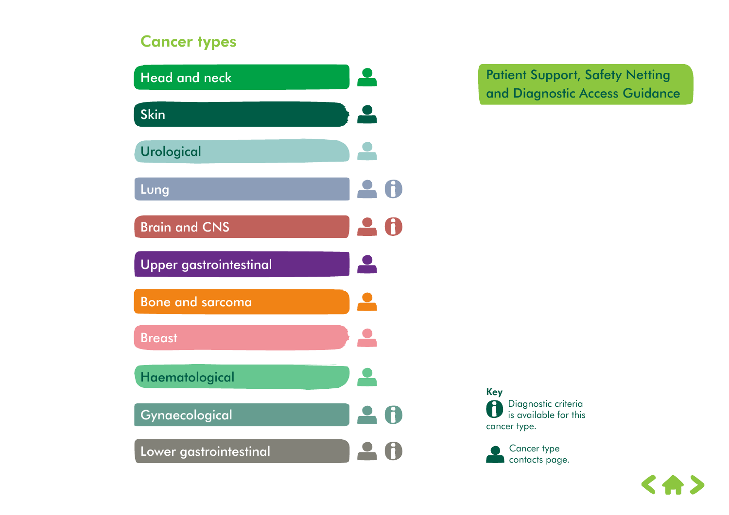## Cancer types

- Head and neck
- Skin
- Urological
- Lung
- Brain and CNS
- Upper gastrointestinal
- Bone and sarcoma
- Breast
- Haematological
- Gynaecological
- Lower gastrointestinal

**Patient Support, Safety Netting and Diagnostic Access Guidance**

**Key**

Diagnostic criteria is available for this cancer type.

Cancer type contacts page.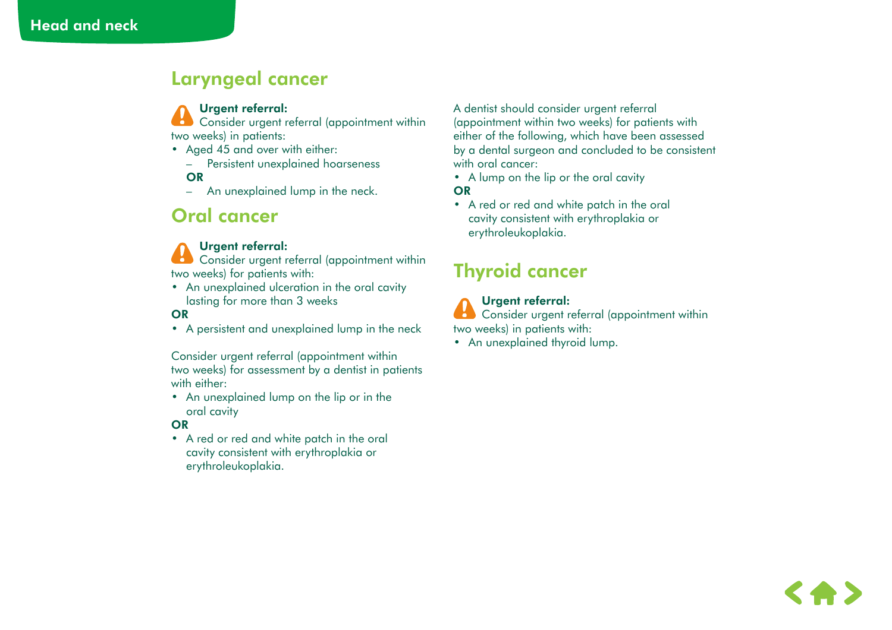# Head and neck

## Laryngeal cancer

**Urgent referral:**
Consider urgent referral (appointment within two weeks) in patients:

- Aged 45 and over with either:
  - Persistent unexplained hoarseness

  **OR**

  - An unexplained lump in the neck.

## Oral cancer

**Urgent referral:**
Consider urgent referral (appointment within two weeks) for patients with:

- An unexplained ulceration in the oral cavity lasting for more than 3 weeks

**OR**

- A persistent and unexplained lump in the neck

Consider urgent referral (appointment within two weeks) for assessment by a dentist in patients with either:

- An unexplained lump on the lip or in the oral cavity

**OR**

- A red or red and white patch in the oral cavity consistent with erythroplakia or erythroleukoplakia.

A dentist should consider urgent referral (appointment within two weeks) for patients with either of the following, which have been assessed by a dental surgeon and concluded to be consistent with oral cancer:

- A lump on the lip or the oral cavity

**OR**

- A red or red and white patch in the oral cavity consistent with erythroplakia or erythroleukoplakia.

## Thyroid cancer

**Urgent referral:**
Consider urgent referral (appointment within two weeks) in patients with:

- An unexplained thyroid lump.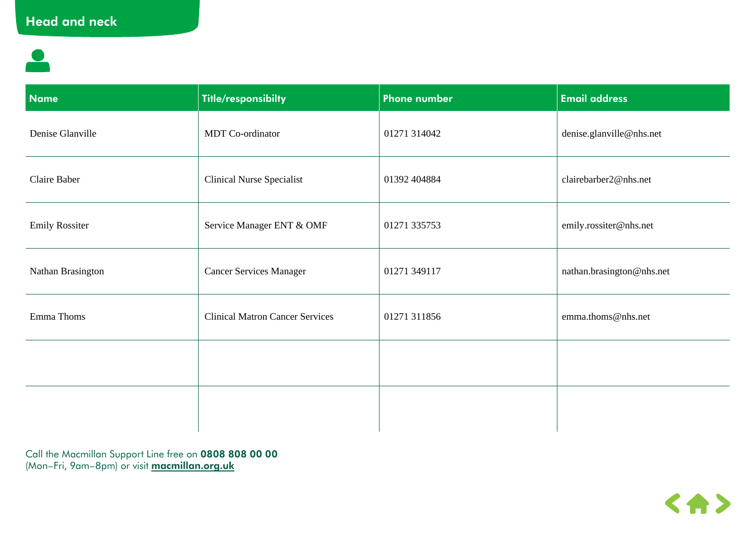# Head and neck

| Name | Title/responsibilty | Phone number | Email address |
| --- | --- | --- | --- |
| Denise Glanville | MDT Co-ordinator | 01271 314042 | denise.glanville@nhs.net |
| Claire Baber | Clinical Nurse Specialist | 01392 404884 | clairebarber2@nhs.net |
| Emily Rossiter | Service Manager ENT & OMF | 01271 335753 | emily.rossiter@nhs.net |
| Nathan Brasington | Cancer Services Manager | 01271 349117 | nathan.brasington@nhs.net |
| Emma Thoms | Clinical Matron Cancer Services | 01271 311856 | emma.thoms@nhs.net |
| | | | |
| | | | |

Call the Macmillan Support Line free on **0808 808 00 00**
(Mon–Fri, 9am–8pm) or visit **macmillan.org.uk**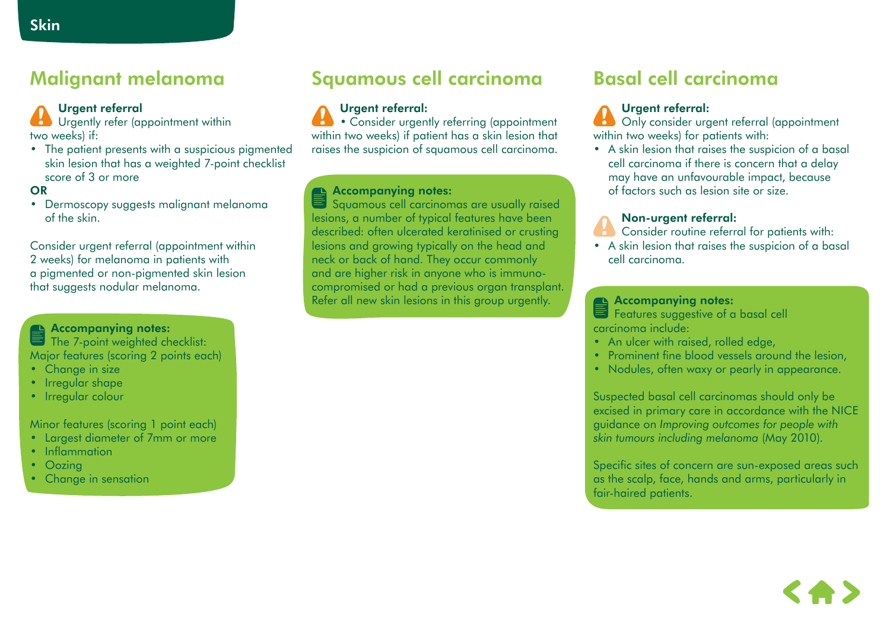# Skin

## Malignant melanoma

**Urgent referral**

Urgently refer (appointment within two weeks) if:

- The patient presents with a suspicious pigmented skin lesion that has a weighted 7-point checklist score of 3 or more

**OR**

- Dermoscopy suggests malignant melanoma of the skin.

Consider urgent referral (appointment within 2 weeks) for melanoma in patients with a pigmented or non-pigmented skin lesion that suggests nodular melanoma.

**Accompanying notes:**

The 7-point weighted checklist:

Major features (scoring 2 points each)

- Change in size
- Irregular shape
- Irregular colour

Minor features (scoring 1 point each)

- Largest diameter of 7mm or more
- Inflammation
- Oozing
- Change in sensation

## Squamous cell carcinoma

**Urgent referral:**

- Consider urgently referring (appointment within two weeks) if patient has a skin lesion that raises the suspicion of squamous cell carcinoma.

**Accompanying notes:**

Squamous cell carcinomas are usually raised lesions, a number of typical features have been described: often ulcerated keratinised or crusting lesions and growing typically on the head and neck or back of hand. They occur commonly and are higher risk in anyone who is immuno-compromised or had a previous organ transplant. Refer all new skin lesions in this group urgently.

## Basal cell carcinoma

**Urgent referral:**

Only consider urgent referral (appointment within two weeks) for patients with:

- A skin lesion that raises the suspicion of a basal cell carcinoma if there is concern that a delay may have an unfavourable impact, because of factors such as lesion site or size.

**Non-urgent referral:**

Consider routine referral for patients with:

- A skin lesion that raises the suspicion of a basal cell carcinoma.

**Accompanying notes:**

Features suggestive of a basal cell carcinoma include:

- An ulcer with raised, rolled edge,
- Prominent fine blood vessels around the lesion,
- Nodules, often waxy or pearly in appearance.

Suspected basal cell carcinomas should only be excised in primary care in accordance with the NICE guidance on *Improving outcomes for people with skin tumours including melanoma* (May 2010).

Specific sites of concern are sun-exposed areas such as the scalp, face, hands and arms, particularly in fair-haired patients.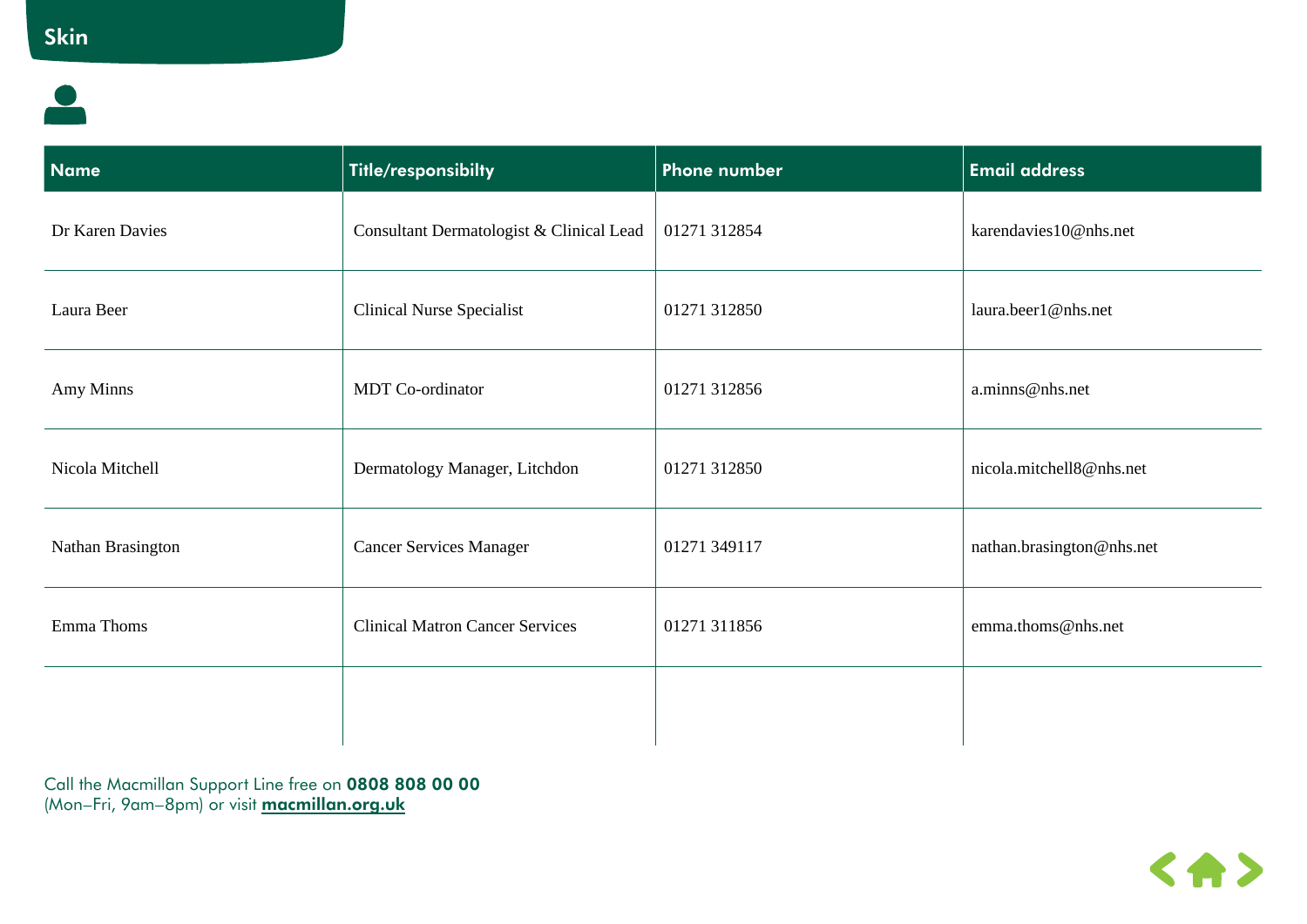# Skin

| Name | Title/responsibilty | Phone number | Email address |
|---|---|---|---|
| Dr Karen Davies | Consultant Dermatologist & Clinical Lead | 01271 312854 | karendavies10@nhs.net |
| Laura Beer | Clinical Nurse Specialist | 01271 312850 | laura.beer1@nhs.net |
| Amy Minns | MDT Co-ordinator | 01271 312856 | a.minns@nhs.net |
| Nicola Mitchell | Dermatology Manager, Litchdon | 01271 312850 | nicola.mitchell8@nhs.net |
| Nathan Brasington | Cancer Services Manager | 01271 349117 | nathan.brasington@nhs.net |
| Emma Thoms | Clinical Matron Cancer Services | 01271 311856 | emma.thoms@nhs.net |
| | | | |

Call the Macmillan Support Line free on **0808 808 00 00**
(Mon–Fri, 9am–8pm) or visit **macmillan.org.uk**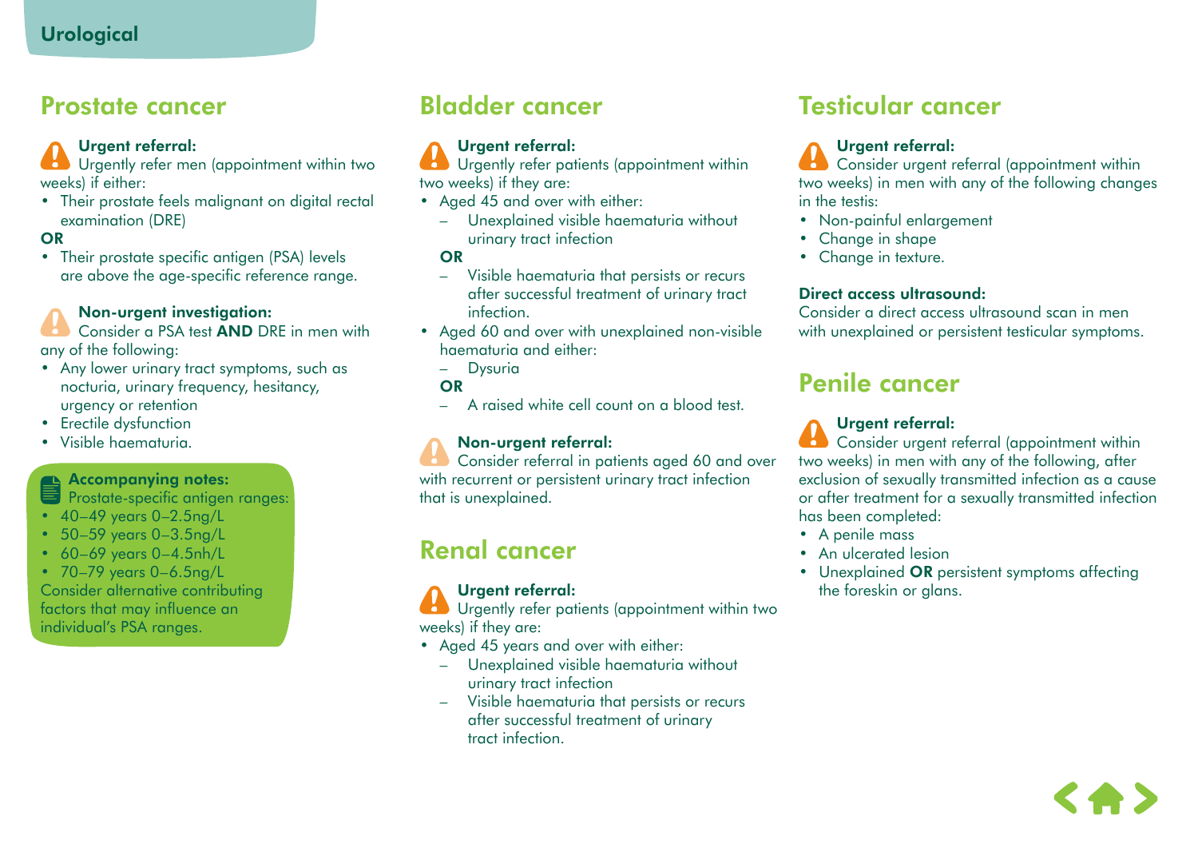## Urological

## Prostate cancer

**Urgent referral:**
Urgently refer men (appointment within two weeks) if either:

- Their prostate feels malignant on digital rectal examination (DRE)

**OR**

- Their prostate specific antigen (PSA) levels are above the age-specific reference range.

**Non-urgent investigation:**
Consider a PSA test **AND** DRE in men with any of the following:

- Any lower urinary tract symptoms, such as nocturia, urinary frequency, hesitancy, urgency or retention
- Erectile dysfunction
- Visible haematuria.

**Accompanying notes:**
Prostate-specific antigen ranges:

- 40–49 years 0–2.5ng/L
- 50–59 years 0–3.5ng/L
- 60–69 years 0–4.5nh/L
- 70–79 years 0–6.5ng/L

Consider alternative contributing factors that may influence an individual's PSA ranges.

## Bladder cancer

**Urgent referral:**
Urgently refer patients (appointment within two weeks) if they are:

- Aged 45 and over with either:
  - Unexplained visible haematuria without urinary tract infection

  **OR**

  - Visible haematuria that persists or recurs after successful treatment of urinary tract infection.
- Aged 60 and over with unexplained non-visible haematuria and either:
  - Dysuria

  **OR**

  - A raised white cell count on a blood test.

**Non-urgent referral:**
Consider referral in patients aged 60 and over with recurrent or persistent urinary tract infection that is unexplained.

## Renal cancer

**Urgent referral:**
Urgently refer patients (appointment within two weeks) if they are:

- Aged 45 years and over with either:
  - Unexplained visible haematuria without urinary tract infection
  - Visible haematuria that persists or recurs after successful treatment of urinary tract infection.

## Testicular cancer

**Urgent referral:**
Consider urgent referral (appointment within two weeks) in men with any of the following changes in the testis:

- Non-painful enlargement
- Change in shape
- Change in texture.

**Direct access ultrasound:**
Consider a direct access ultrasound scan in men with unexplained or persistent testicular symptoms.

## Penile cancer

**Urgent referral:**
Consider urgent referral (appointment within two weeks) in men with any of the following, after exclusion of sexually transmitted infection as a cause or after treatment for a sexually transmitted infection has been completed:

- A penile mass
- An ulcerated lesion
- Unexplained **OR** persistent symptoms affecting the foreskin or glans.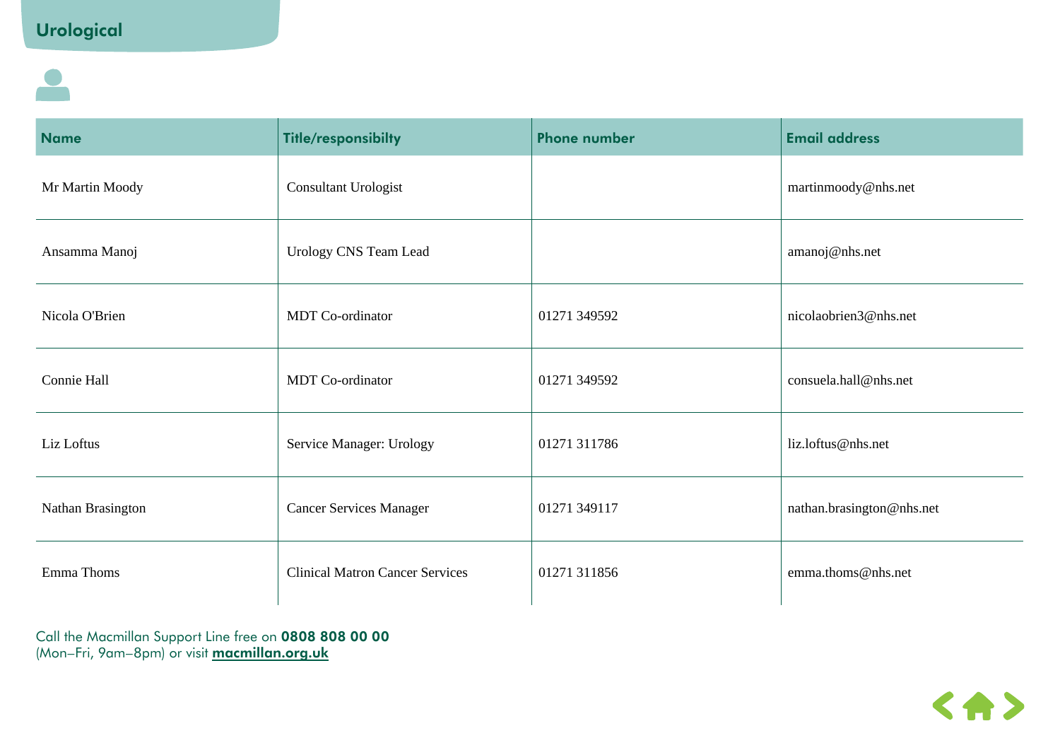## Urological

| Name | Title/responsibilty | Phone number | Email address |
| --- | --- | --- | --- |
| Mr Martin Moody | Consultant Urologist | | martinmoody@nhs.net |
| Ansamma Manoj | Urology CNS Team Lead | | amanoj@nhs.net |
| Nicola O'Brien | MDT Co-ordinator | 01271 349592 | nicolaobrien3@nhs.net |
| Connie Hall | MDT Co-ordinator | 01271 349592 | consuela.hall@nhs.net |
| Liz Loftus | Service Manager: Urology | 01271 311786 | liz.loftus@nhs.net |
| Nathan Brasington | Cancer Services Manager | 01271 349117 | nathan.brasington@nhs.net |
| Emma Thoms | Clinical Matron Cancer Services | 01271 311856 | emma.thoms@nhs.net |

Call the Macmillan Support Line free on **0808 808 00 00**
(Mon–Fri, 9am–8pm) or visit **macmillan.org.uk**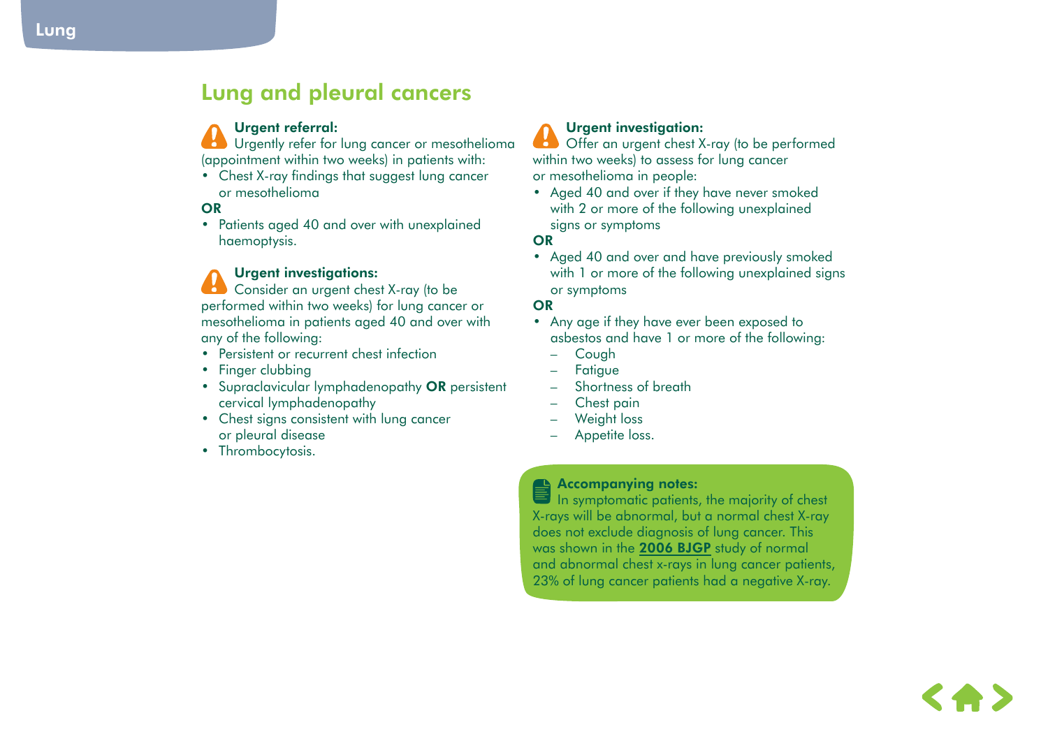# Lung and pleural cancers

### Urgent referral:

Urgently refer for lung cancer or mesothelioma (appointment within two weeks) in patients with:

- Chest X-ray findings that suggest lung cancer or mesothelioma

**OR**

- Patients aged 40 and over with unexplained haemoptysis.

### Urgent investigations:

Consider an urgent chest X-ray (to be performed within two weeks) for lung cancer or mesothelioma in patients aged 40 and over with any of the following:

- Persistent or recurrent chest infection
- Finger clubbing
- Supraclavicular lymphadenopathy **OR** persistent cervical lymphadenopathy
- Chest signs consistent with lung cancer or pleural disease
- Thrombocytosis.

### Urgent investigation:

Offer an urgent chest X-ray (to be performed within two weeks) to assess for lung cancer or mesothelioma in people:

- Aged 40 and over if they have never smoked with 2 or more of the following unexplained signs or symptoms

**OR**

- Aged 40 and over and have previously smoked with 1 or more of the following unexplained signs or symptoms

**OR**

- Any age if they have ever been exposed to asbestos and have 1 or more of the following:
  - Cough
  - Fatigue
  - Shortness of breath
  - Chest pain
  - Weight loss
  - Appetite loss.

### Accompanying notes:

In symptomatic patients, the majority of chest X-rays will be abnormal, but a normal chest X-ray does not exclude diagnosis of lung cancer. This was shown in the **2006 BJGP** study of normal and abnormal chest x-rays in lung cancer patients, 23% of lung cancer patients had a negative X-ray.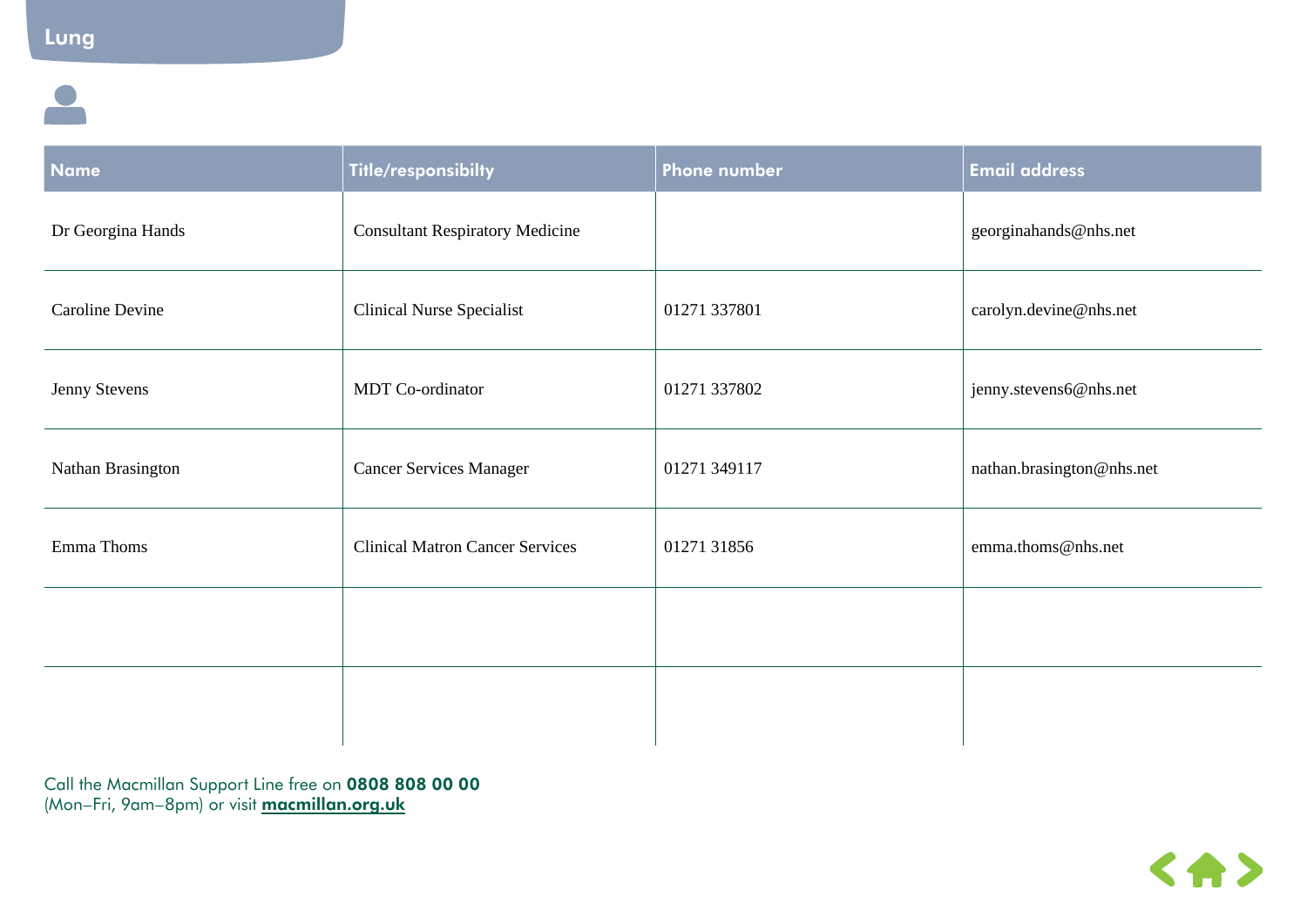# Lung

| Name | Title/responsibilty | Phone number | Email address |
| --- | --- | --- | --- |
| Dr Georgina Hands | Consultant Respiratory Medicine | | georginahands@nhs.net |
| Caroline Devine | Clinical Nurse Specialist | 01271 337801 | carolyn.devine@nhs.net |
| Jenny Stevens | MDT Co-ordinator | 01271 337802 | jenny.stevens6@nhs.net |
| Nathan Brasington | Cancer Services Manager | 01271 349117 | nathan.brasington@nhs.net |
| Emma Thoms | Clinical Matron Cancer Services | 01271 31856 | emma.thoms@nhs.net |
| | | | |
| | | | |

Call the Macmillan Support Line free on **0808 808 00 00**
(Mon–Fri, 9am–8pm) or visit **macmillan.org.uk**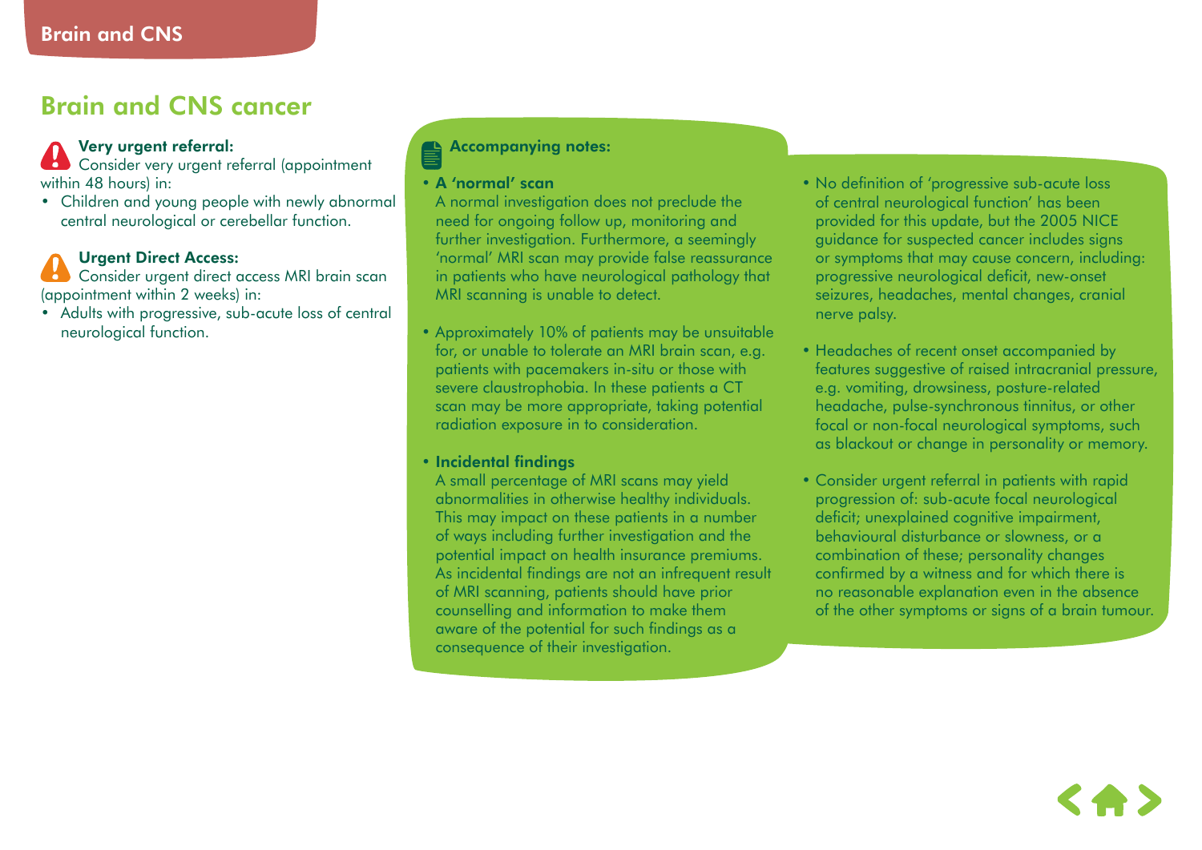# Brain and CNS cancer

**Very urgent referral:**
Consider very urgent referral (appointment within 48 hours) in:

- Children and young people with newly abnormal central neurological or cerebellar function.

**Urgent Direct Access:**
Consider urgent direct access MRI brain scan (appointment within 2 weeks) in:

- Adults with progressive, sub-acute loss of central neurological function.

## Accompanying notes:

- **A 'normal' scan**
  A normal investigation does not preclude the need for ongoing follow up, monitoring and further investigation. Furthermore, a seemingly 'normal' MRI scan may provide false reassurance in patients who have neurological pathology that MRI scanning is unable to detect.

- Approximately 10% of patients may be unsuitable for, or unable to tolerate an MRI brain scan, e.g. patients with pacemakers in-situ or those with severe claustrophobia. In these patients a CT scan may be more appropriate, taking potential radiation exposure in to consideration.

- **Incidental findings**
  A small percentage of MRI scans may yield abnormalities in otherwise healthy individuals. This may impact on these patients in a number of ways including further investigation and the potential impact on health insurance premiums. As incidental findings are not an infrequent result of MRI scanning, patients should have prior counselling and information to make them aware of the potential for such findings as a consequence of their investigation.

- No definition of 'progressive sub-acute loss of central neurological function' has been provided for this update, but the 2005 NICE guidance for suspected cancer includes signs or symptoms that may cause concern, including: progressive neurological deficit, new-onset seizures, headaches, mental changes, cranial nerve palsy.

- Headaches of recent onset accompanied by features suggestive of raised intracranial pressure, e.g. vomiting, drowsiness, posture-related headache, pulse-synchronous tinnitus, or other focal or non-focal neurological symptoms, such as blackout or change in personality or memory.

- Consider urgent referral in patients with rapid progression of: sub-acute focal neurological deficit; unexplained cognitive impairment, behavioural disturbance or slowness, or a combination of these; personality changes confirmed by a witness and for which there is no reasonable explanation even in the absence of the other symptoms or signs of a brain tumour.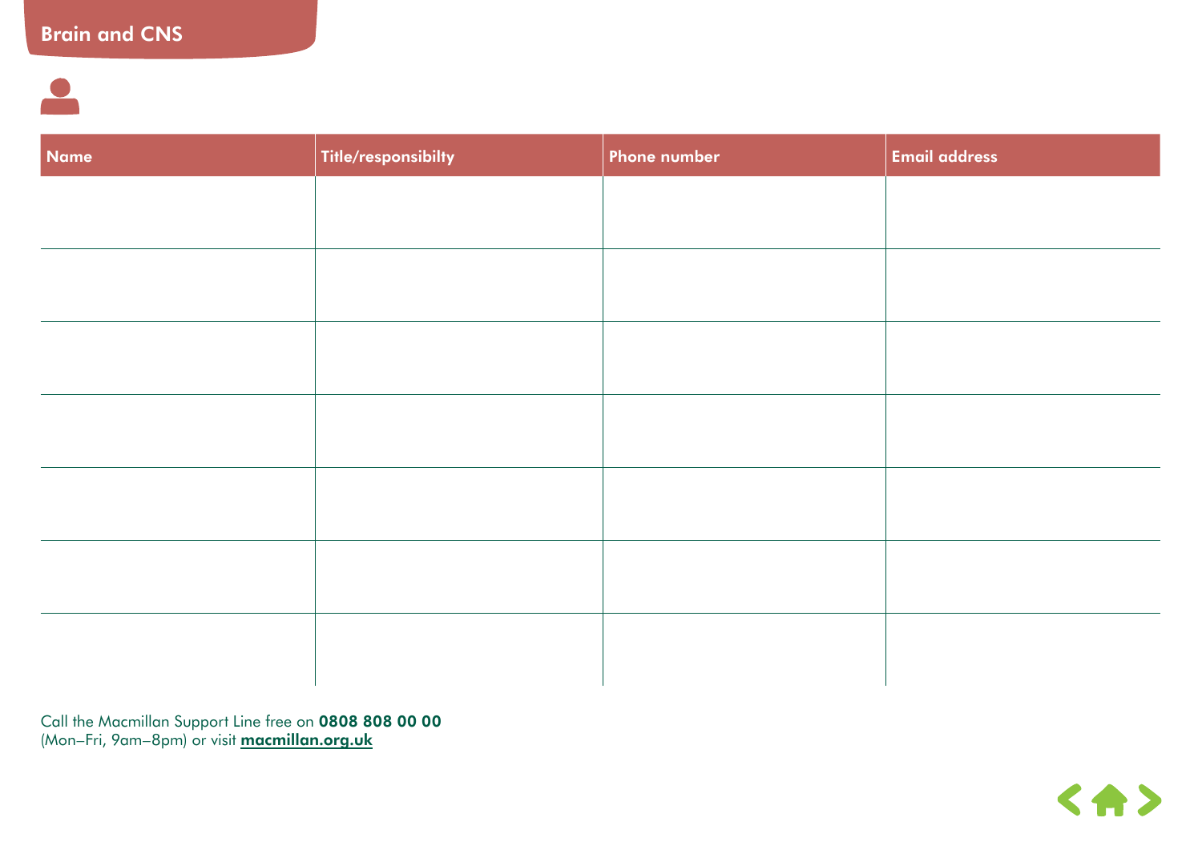# Brain and CNS

| Name | Title/responsibilty | Phone number | Email address |
|---|---|---|---|
| | | | |
| | | | |
| | | | |
| | | | |
| | | | |
| | | | |
| | | | |

Call the Macmillan Support Line free on **0808 808 00 00** (Mon–Fri, 9am–8pm) or visit **macmillan.org.uk**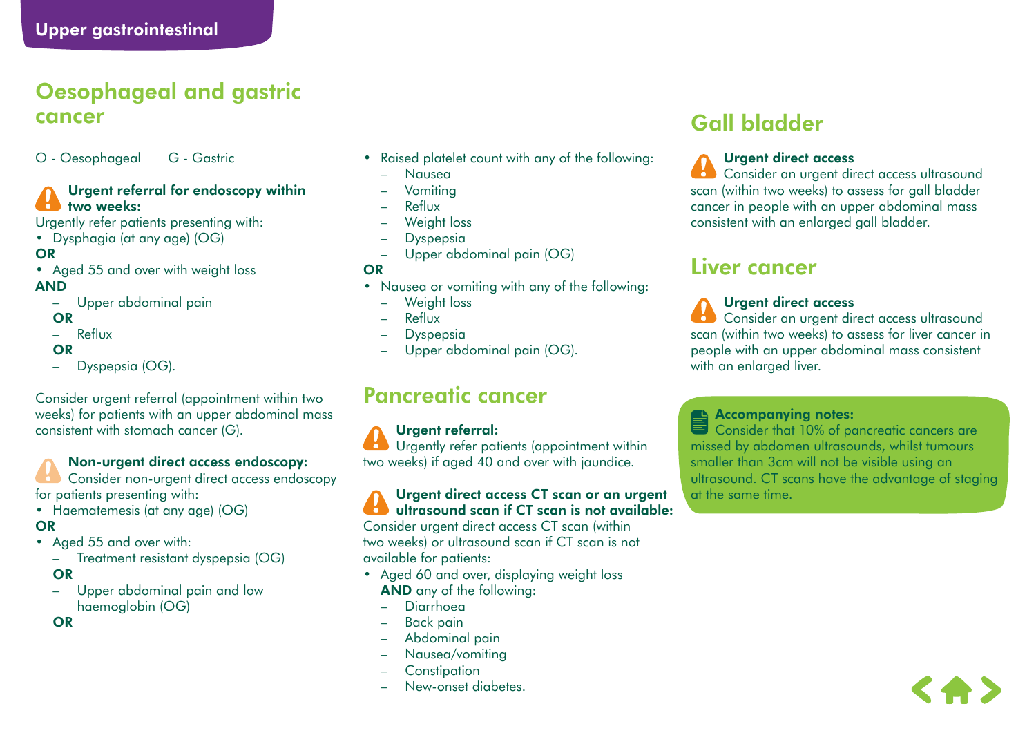## Upper gastrointestinal

## Oesophageal and gastric cancer

O - Oesophageal G - Gastric

**Urgent referral for endoscopy within two weeks:**

Urgently refer patients presenting with:

- Dysphagia (at any age) (OG)

**OR**

- Aged 55 and over with weight loss

**AND**

- – Upper abdominal pain

  **OR**

  – Reflux

  **OR**

  – Dyspepsia (OG).

Consider urgent referral (appointment within two weeks) for patients with an upper abdominal mass consistent with stomach cancer (G).

**Non-urgent direct access endoscopy:**

Consider non-urgent direct access endoscopy for patients presenting with:

- Haematemesis (at any age) (OG)

**OR**

- Aged 55 and over with:
  - Treatment resistant dyspepsia (OG)

  **OR**

  - Upper abdominal pain and low haemoglobin (OG)

  **OR**

- Raised platelet count with any of the following:
  - Nausea
  - Vomiting
  - Reflux
  - Weight loss
  - Dyspepsia
  - Upper abdominal pain (OG)

**OR**

- Nausea or vomiting with any of the following:
  - Weight loss
  - Reflux
  - Dyspepsia
  - Upper abdominal pain (OG).

## Pancreatic cancer

**Urgent referral:**

Urgently refer patients (appointment within two weeks) if aged 40 and over with jaundice.

**Urgent direct access CT scan or an urgent ultrasound scan if CT scan is not available:**

Consider urgent direct access CT scan (within two weeks) or ultrasound scan if CT scan is not available for patients:

- Aged 60 and over, displaying weight loss **AND** any of the following:
  - Diarrhoea
  - Back pain
  - Abdominal pain
  - Nausea/vomiting
  - Constipation
  - New-onset diabetes.

## Gall bladder

**Urgent direct access**

Consider an urgent direct access ultrasound scan (within two weeks) to assess for gall bladder cancer in people with an upper abdominal mass consistent with an enlarged gall bladder.

## Liver cancer

**Urgent direct access**

Consider an urgent direct access ultrasound scan (within two weeks) to assess for liver cancer in people with an upper abdominal mass consistent with an enlarged liver.

**Accompanying notes:**

Consider that 10% of pancreatic cancers are missed by abdomen ultrasounds, whilst tumours smaller than 3cm will not be visible using an ultrasound. CT scans have the advantage of staging at the same time.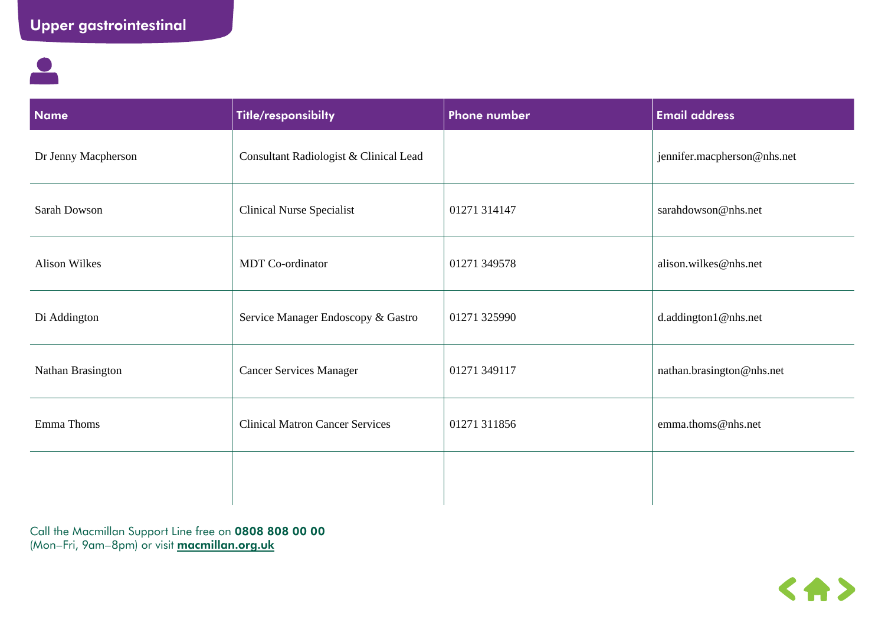# Upper gastrointestinal

| Name | Title/responsibilty | Phone number | Email address |
|---|---|---|---|
| Dr Jenny Macpherson | Consultant Radiologist & Clinical Lead | | jennifer.macpherson@nhs.net |
| Sarah Dowson | Clinical Nurse Specialist | 01271 314147 | sarahdowson@nhs.net |
| Alison Wilkes | MDT Co-ordinator | 01271 349578 | alison.wilkes@nhs.net |
| Di Addington | Service Manager Endoscopy & Gastro | 01271 325990 | d.addington1@nhs.net |
| Nathan Brasington | Cancer Services Manager | 01271 349117 | nathan.brasington@nhs.net |
| Emma Thoms | Clinical Matron Cancer Services | 01271 311856 | emma.thoms@nhs.net |
| | | | |

Call the Macmillan Support Line free on **0808 808 00 00**
(Mon–Fri, 9am–8pm) or visit **macmillan.org.uk**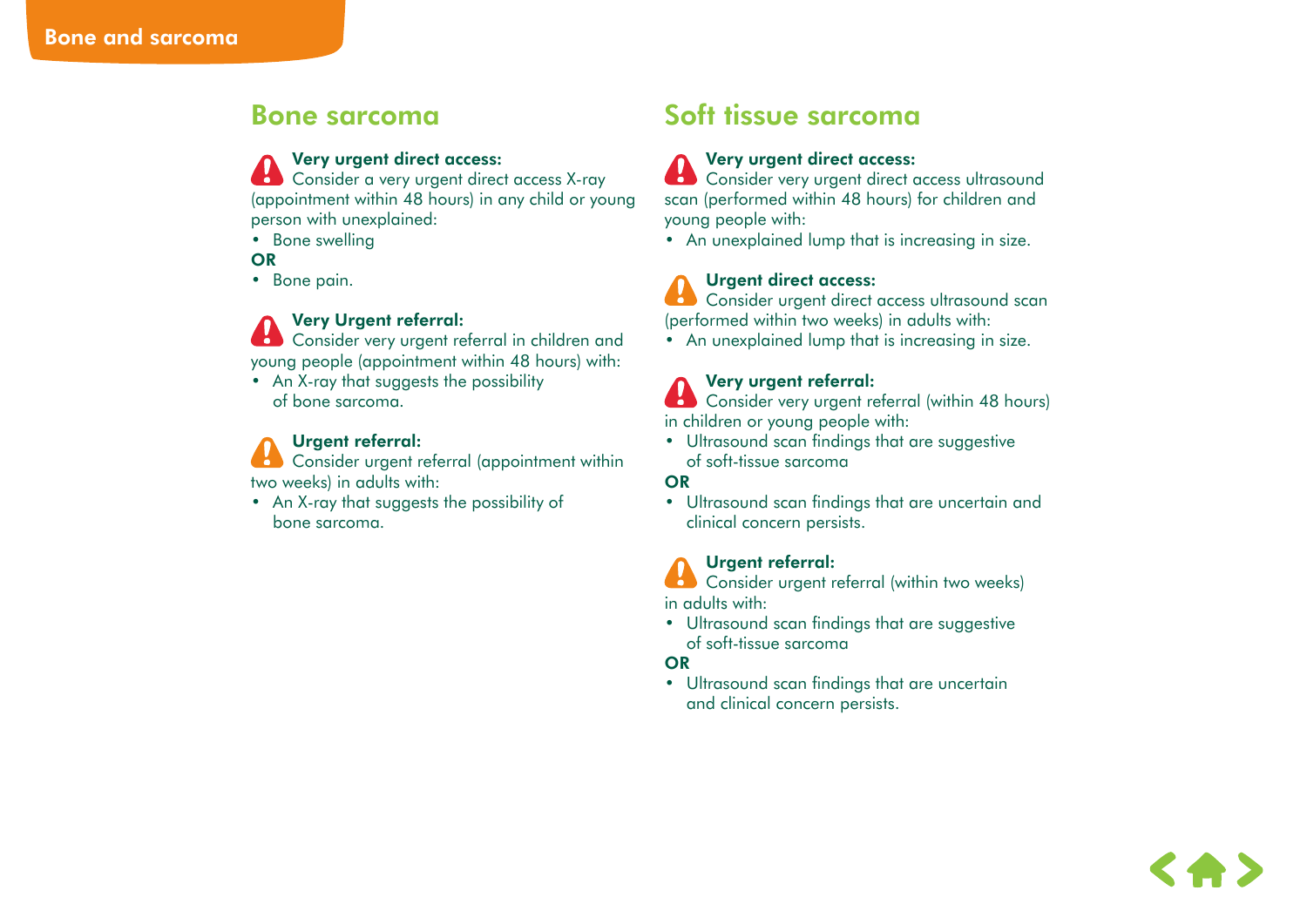# Bone and sarcoma

## Bone sarcoma

**Very urgent direct access:**
Consider a very urgent direct access X-ray (appointment within 48 hours) in any child or young person with unexplained:

- Bone swelling

**OR**

- Bone pain.

**Very Urgent referral:**
Consider very urgent referral in children and young people (appointment within 48 hours) with:

- An X-ray that suggests the possibility of bone sarcoma.

**Urgent referral:**
Consider urgent referral (appointment within two weeks) in adults with:

- An X-ray that suggests the possibility of bone sarcoma.

## Soft tissue sarcoma

**Very urgent direct access:**
Consider very urgent direct access ultrasound scan (performed within 48 hours) for children and young people with:

- An unexplained lump that is increasing in size.

**Urgent direct access:**
Consider urgent direct access ultrasound scan (performed within two weeks) in adults with:

- An unexplained lump that is increasing in size.

**Very urgent referral:**
Consider very urgent referral (within 48 hours) in children or young people with:

- Ultrasound scan findings that are suggestive of soft-tissue sarcoma

**OR**

- Ultrasound scan findings that are uncertain and clinical concern persists.

**Urgent referral:**
Consider urgent referral (within two weeks) in adults with:

- Ultrasound scan findings that are suggestive of soft-tissue sarcoma

**OR**

- Ultrasound scan findings that are uncertain and clinical concern persists.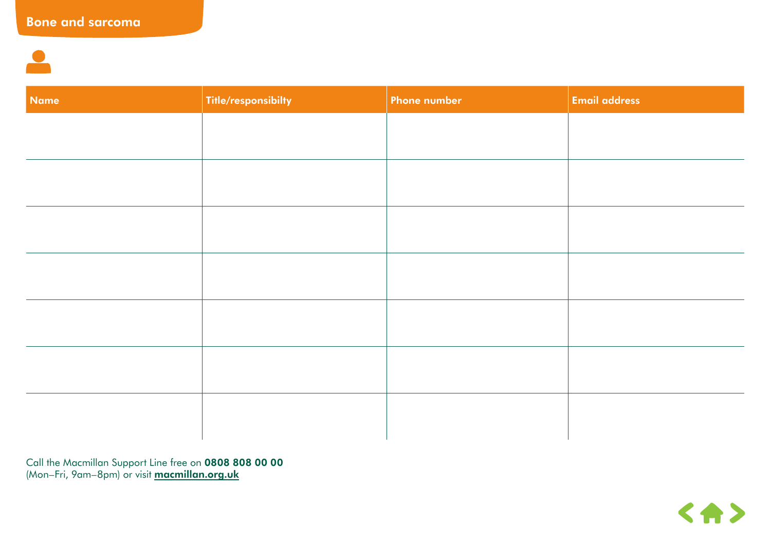Bone and sarcoma

| Name | Title/responsibilty | Phone number | Email address |
| --- | --- | --- | --- |
| | | | |
| | | | |
| | | | |
| | | | |
| | | | |
| | | | |
| | | | |

Call the Macmillan Support Line free on **0808 808 00 00**
(Mon–Fri, 9am–8pm) or visit **macmillan.org.uk**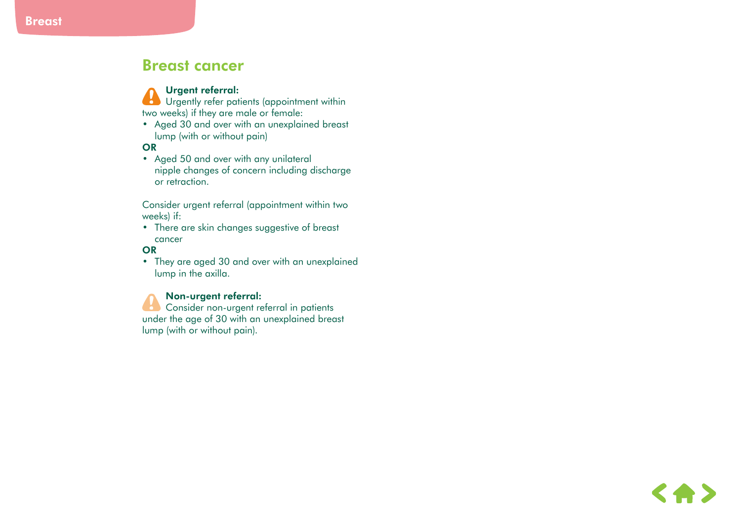## Breast cancer

**Urgent referral:**
Urgently refer patients (appointment within two weeks) if they are male or female:

- Aged 30 and over with an unexplained breast lump (with or without pain)

**OR**

- Aged 50 and over with any unilateral nipple changes of concern including discharge or retraction.

Consider urgent referral (appointment within two weeks) if:

- There are skin changes suggestive of breast cancer

**OR**

- They are aged 30 and over with an unexplained lump in the axilla.

**Non-urgent referral:**
Consider non-urgent referral in patients under the age of 30 with an unexplained breast lump (with or without pain).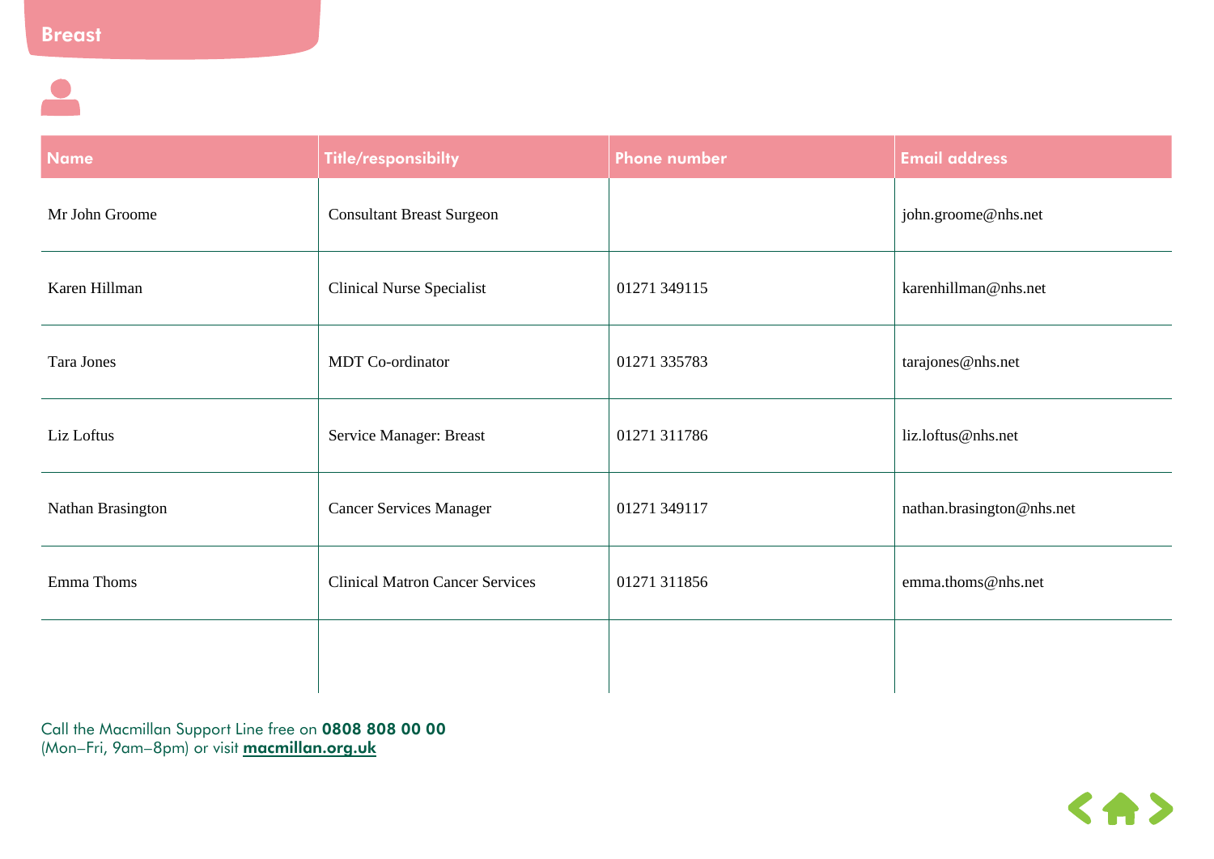# Breast

| Name | Title/responsibilty | Phone number | Email address |
|---|---|---|---|
| Mr John Groome | Consultant Breast Surgeon | | john.groome@nhs.net |
| Karen Hillman | Clinical Nurse Specialist | 01271 349115 | karenhillman@nhs.net |
| Tara Jones | MDT Co-ordinator | 01271 335783 | tarajones@nhs.net |
| Liz Loftus | Service Manager: Breast | 01271 311786 | liz.loftus@nhs.net |
| Nathan Brasington | Cancer Services Manager | 01271 349117 | nathan.brasington@nhs.net |
| Emma Thoms | Clinical Matron Cancer Services | 01271 311856 | emma.thoms@nhs.net |
| | | | |

Call the Macmillan Support Line free on **0808 808 00 00**
(Mon–Fri, 9am–8pm) or visit **macmillan.org.uk**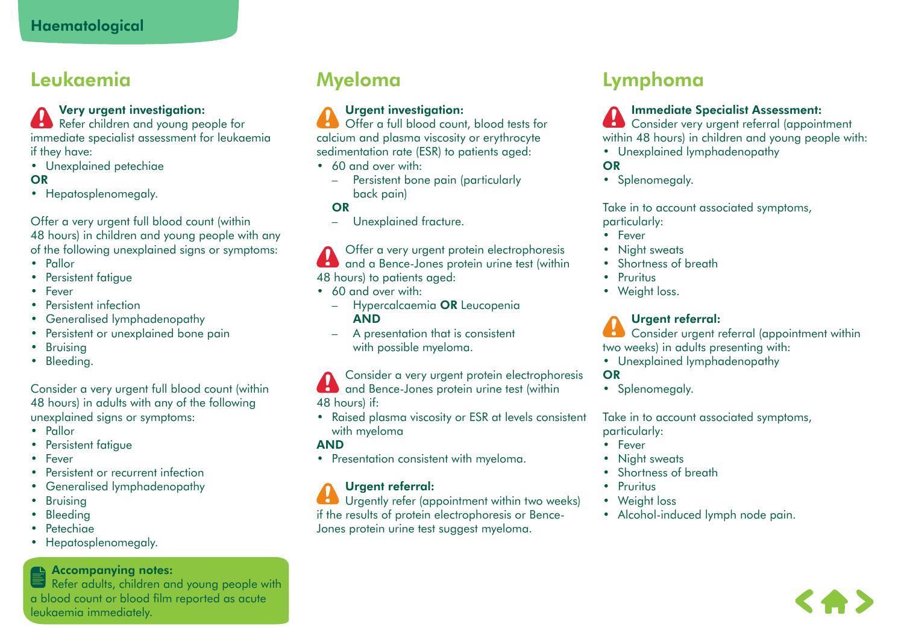# Haematological

## Leukaemia

**Very urgent investigation:**
Refer children and young people for immediate specialist assessment for leukaemia if they have:

- Unexplained petechiae

**OR**

- Hepatosplenomegaly.

Offer a very urgent full blood count (within 48 hours) in children and young people with any of the following unexplained signs or symptoms:

- Pallor
- Persistent fatigue
- Fever
- Persistent infection
- Generalised lymphadenopathy
- Persistent or unexplained bone pain
- Bruising
- Bleeding.

Consider a very urgent full blood count (within 48 hours) in adults with any of the following unexplained signs or symptoms:

- Pallor
- Persistent fatigue
- Fever
- Persistent or recurrent infection
- Generalised lymphadenopathy
- Bruising
- Bleeding
- Petechiae
- Hepatosplenomegaly.

**Accompanying notes:**
Refer adults, children and young people with a blood count or blood film reported as acute leukaemia immediately.

## Myeloma

**Urgent investigation:**
Offer a full blood count, blood tests for calcium and plasma viscosity or erythrocyte sedimentation rate (ESR) to patients aged:

- 60 and over with:
  - Persistent bone pain (particularly back pain)

  **OR**
  - Unexplained fracture.

Offer a very urgent protein electrophoresis and a Bence-Jones protein urine test (within 48 hours) to patients aged:

- 60 and over with:
  - Hypercalcaemia **OR** Leucopenia

    **AND**
  - A presentation that is consistent with possible myeloma.

Consider a very urgent protein electrophoresis and Bence-Jones protein urine test (within 48 hours) if:

- Raised plasma viscosity or ESR at levels consistent with myeloma

**AND**

- Presentation consistent with myeloma.

**Urgent referral:**
Urgently refer (appointment within two weeks) if the results of protein electrophoresis or Bence-Jones protein urine test suggest myeloma.

## Lymphoma

**Immediate Specialist Assessment:**
Consider very urgent referral (appointment within 48 hours) in children and young people with:

- Unexplained lymphadenopathy

**OR**

- Splenomegaly.

Take in to account associated symptoms, particularly:

- Fever
- Night sweats
- Shortness of breath
- Pruritus
- Weight loss.

**Urgent referral:**
Consider urgent referral (appointment within two weeks) in adults presenting with:

- Unexplained lymphadenopathy

**OR**

- Splenomegaly.

Take in to account associated symptoms, particularly:

- Fever
- Night sweats
- Shortness of breath
- Pruritus
- Weight loss
- Alcohol-induced lymph node pain.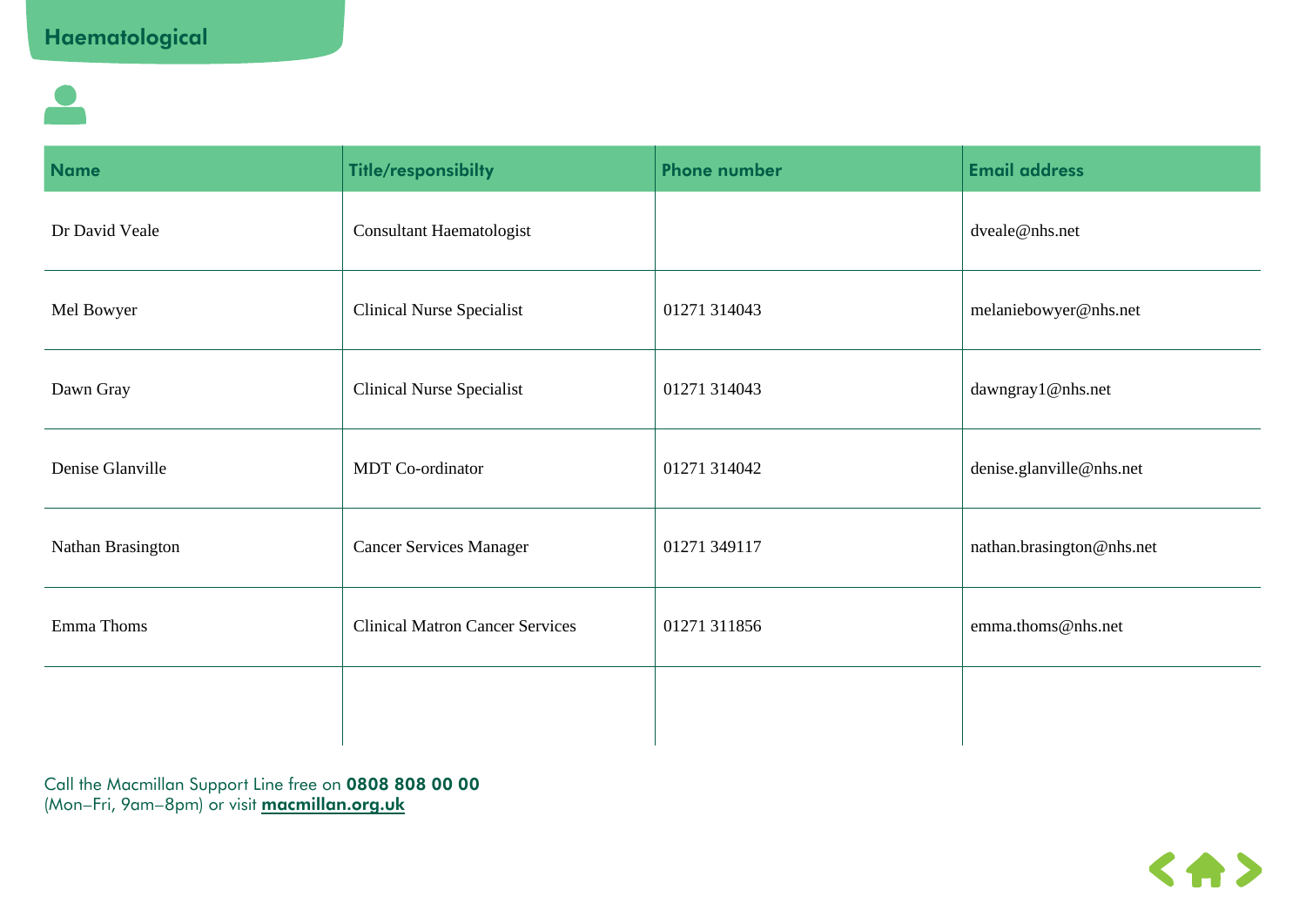# Haematological

| Name | Title/responsibilty | Phone number | Email address |
|---|---|---|---|
| Dr David Veale | Consultant Haematologist | | dveale@nhs.net |
| Mel Bowyer | Clinical Nurse Specialist | 01271 314043 | melaniebowyer@nhs.net |
| Dawn Gray | Clinical Nurse Specialist | 01271 314043 | dawngray1@nhs.net |
| Denise Glanville | MDT Co-ordinator | 01271 314042 | denise.glanville@nhs.net |
| Nathan Brasington | Cancer Services Manager | 01271 349117 | nathan.brasington@nhs.net |
| Emma Thoms | Clinical Matron Cancer Services | 01271 311856 | emma.thoms@nhs.net |
| | | | |

Call the Macmillan Support Line free on **0808 808 00 00**
(Mon–Fri, 9am–8pm) or visit **macmillan.org.uk**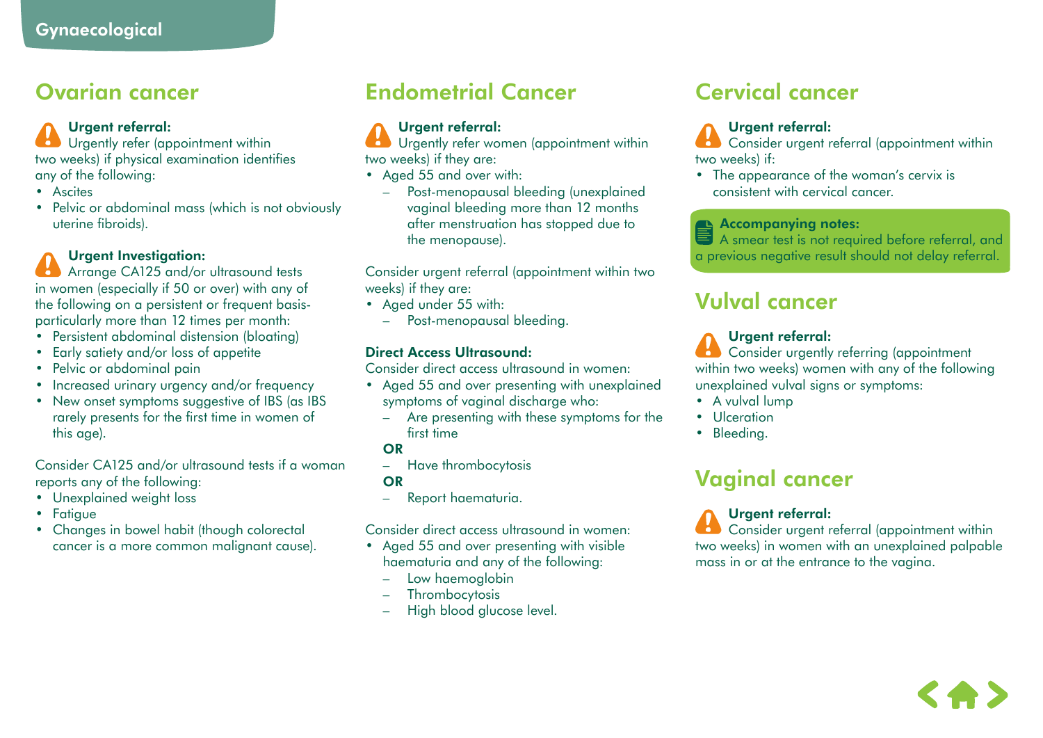# Gynaecological

## Ovarian cancer

**Urgent referral:**
Urgently refer (appointment within two weeks) if physical examination identifies any of the following:

- Ascites
- Pelvic or abdominal mass (which is not obviously uterine fibroids).

**Urgent Investigation:**
Arrange CA125 and/or ultrasound tests in women (especially if 50 or over) with any of the following on a persistent or frequent basis- particularly more than 12 times per month:

- Persistent abdominal distension (bloating)
- Early satiety and/or loss of appetite
- Pelvic or abdominal pain
- Increased urinary urgency and/or frequency
- New onset symptoms suggestive of IBS (as IBS rarely presents for the first time in women of this age).

Consider CA125 and/or ultrasound tests if a woman reports any of the following:

- Unexplained weight loss
- Fatigue
- Changes in bowel habit (though colorectal cancer is a more common malignant cause).

## Endometrial Cancer

**Urgent referral:**
Urgently refer women (appointment within two weeks) if they are:

- Aged 55 and over with:
  - Post-menopausal bleeding (unexplained vaginal bleeding more than 12 months after menstruation has stopped due to the menopause).

Consider urgent referral (appointment within two weeks) if they are:

- Aged under 55 with:
  - Post-menopausal bleeding.

**Direct Access Ultrasound:**
Consider direct access ultrasound in women:

- Aged 55 and over presenting with unexplained symptoms of vaginal discharge who:
  - Are presenting with these symptoms for the first time

  **OR**
  - Have thrombocytosis

  **OR**
  - Report haematuria.

Consider direct access ultrasound in women:

- Aged 55 and over presenting with visible haematuria and any of the following:
  - Low haemoglobin
  - Thrombocytosis
  - High blood glucose level.

## Cervical cancer

**Urgent referral:**
Consider urgent referral (appointment within two weeks) if:

- The appearance of the woman's cervix is consistent with cervical cancer.

**Accompanying notes:**
A smear test is not required before referral, and a previous negative result should not delay referral.

## Vulval cancer

**Urgent referral:**
Consider urgently referring (appointment within two weeks) women with any of the following unexplained vulval signs or symptoms:

- A vulval lump
- Ulceration
- Bleeding.

## Vaginal cancer

**Urgent referral:**
Consider urgent referral (appointment within two weeks) in women with an unexplained palpable mass in or at the entrance to the vagina.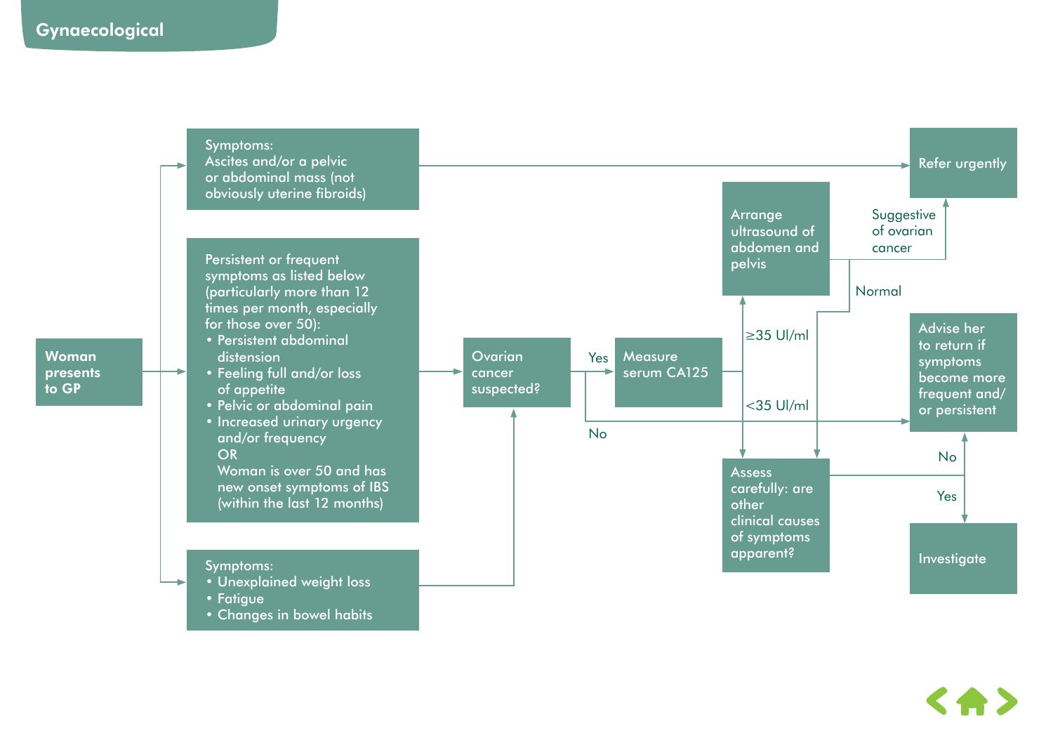## Gynaecological

Woman presents to GP

Symptoms:
Ascites and/or a pelvic or abdominal mass (not obviously uterine fibroids)

Persistent or frequent symptoms as listed below (particularly more than 12 times per month, especially for those over 50):
- Persistent abdominal distension
- Feeling full and/or loss of appetite
- Pelvic or abdominal pain
- Increased urinary urgency and/or frequency

OR
Woman is over 50 and has new onset symptoms of IBS (within the last 12 months)

Symptoms:
- Unexplained weight loss
- Fatigue
- Changes in bowel habits

Ovarian cancer suspected?

Yes

No

Measure serum CA125

≥35 UI/ml

<35 UI/ml

Arrange ultrasound of abdomen and pelvis

Suggestive of ovarian cancer

Normal

Refer urgently

Advise her to return if symptoms become more frequent and/or persistent

Assess carefully: are other clinical causes of symptoms apparent?

No

Yes

Investigate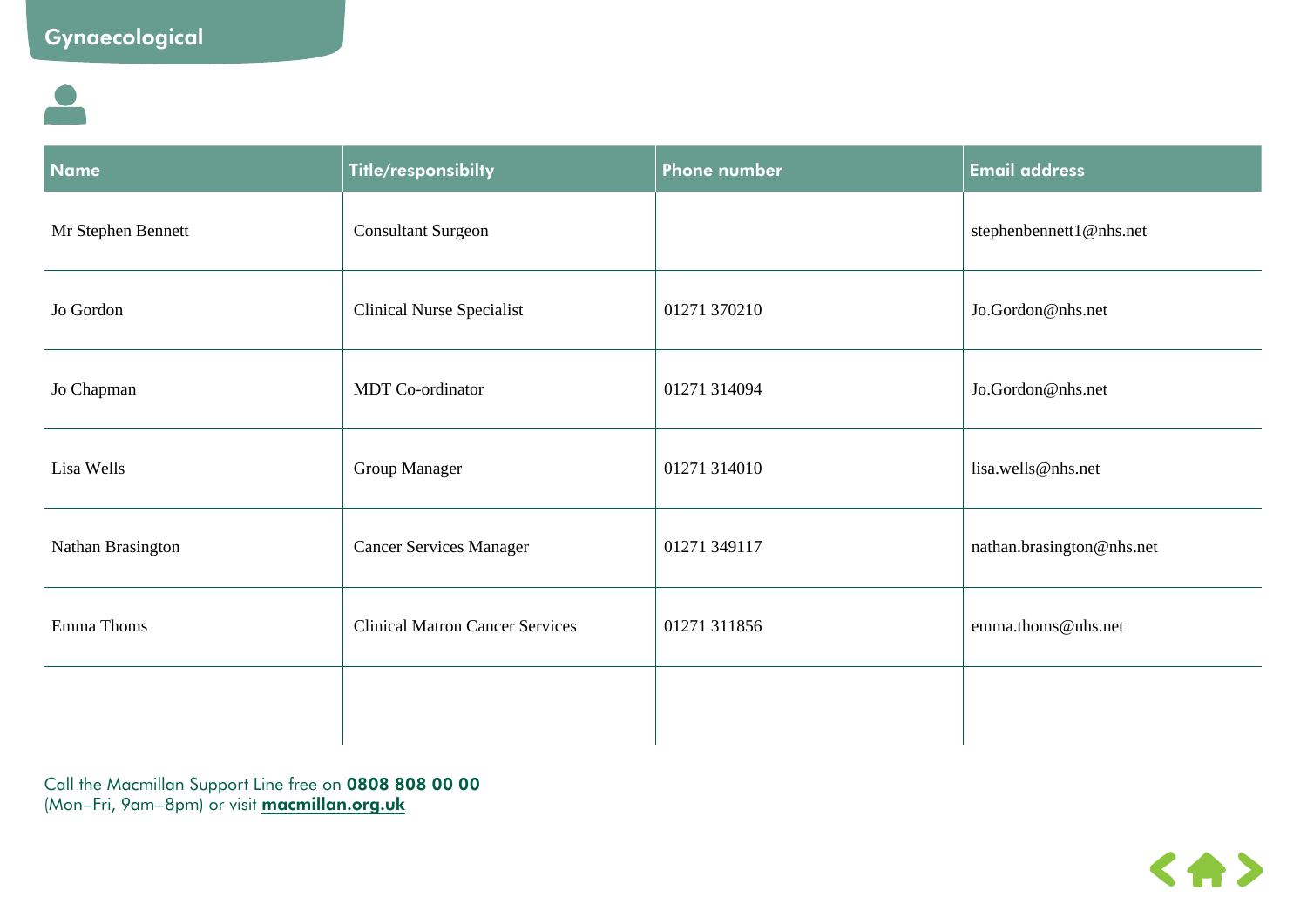# Gynaecological

| Name | Title/responsibilty | Phone number | Email address |
|---|---|---|---|
| Mr Stephen Bennett | Consultant Surgeon | | stephenbennett1@nhs.net |
| Jo Gordon | Clinical Nurse Specialist | 01271 370210 | Jo.Gordon@nhs.net |
| Jo Chapman | MDT Co-ordinator | 01271 314094 | Jo.Gordon@nhs.net |
| Lisa Wells | Group Manager | 01271 314010 | lisa.wells@nhs.net |
| Nathan Brasington | Cancer Services Manager | 01271 349117 | nathan.brasington@nhs.net |
| Emma Thoms | Clinical Matron Cancer Services | 01271 311856 | emma.thoms@nhs.net |
| | | | |

Call the Macmillan Support Line free on **0808 808 00 00**
(Mon–Fri, 9am–8pm) or visit **macmillan.org.uk**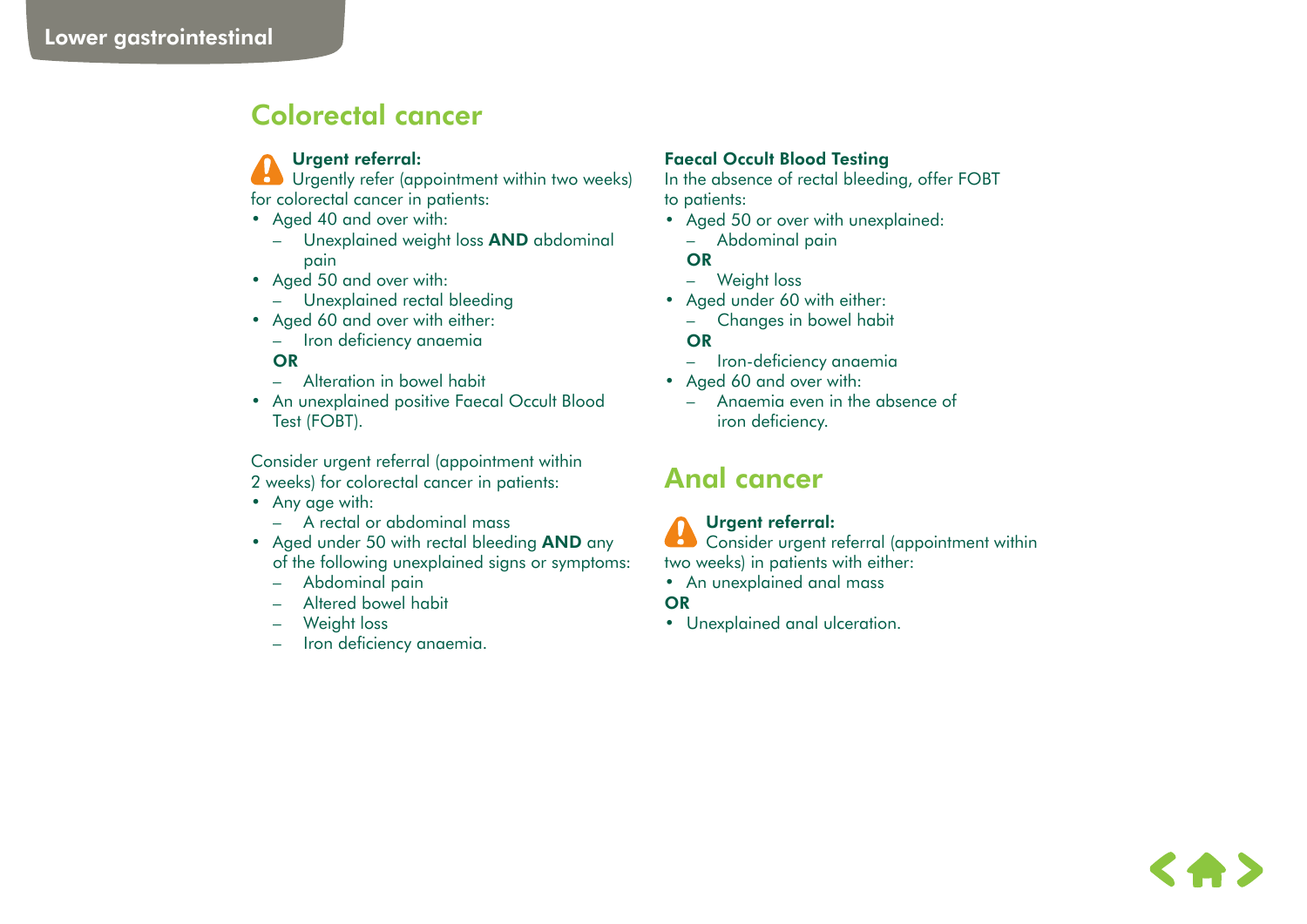## Colorectal cancer

**Urgent referral:**
Urgently refer (appointment within two weeks) for colorectal cancer in patients:

- Aged 40 and over with:
  - Unexplained weight loss **AND** abdominal pain
- Aged 50 and over with:
  - Unexplained rectal bleeding
- Aged 60 and over with either:
  - Iron deficiency anaemia

  **OR**
  - Alteration in bowel habit
- An unexplained positive Faecal Occult Blood Test (FOBT).

Consider urgent referral (appointment within 2 weeks) for colorectal cancer in patients:

- Any age with:
  - A rectal or abdominal mass
- Aged under 50 with rectal bleeding **AND** any of the following unexplained signs or symptoms:
  - Abdominal pain
  - Altered bowel habit
  - Weight loss
  - Iron deficiency anaemia.

**Faecal Occult Blood Testing**

In the absence of rectal bleeding, offer FOBT to patients:

- Aged 50 or over with unexplained:
  - Abdominal pain

  **OR**
  - Weight loss
- Aged under 60 with either:
  - Changes in bowel habit

  **OR**
  - Iron-deficiency anaemia
- Aged 60 and over with:
  - Anaemia even in the absence of iron deficiency.

## Anal cancer

**Urgent referral:**
Consider urgent referral (appointment within two weeks) in patients with either:

- An unexplained anal mass

**OR**

- Unexplained anal ulceration.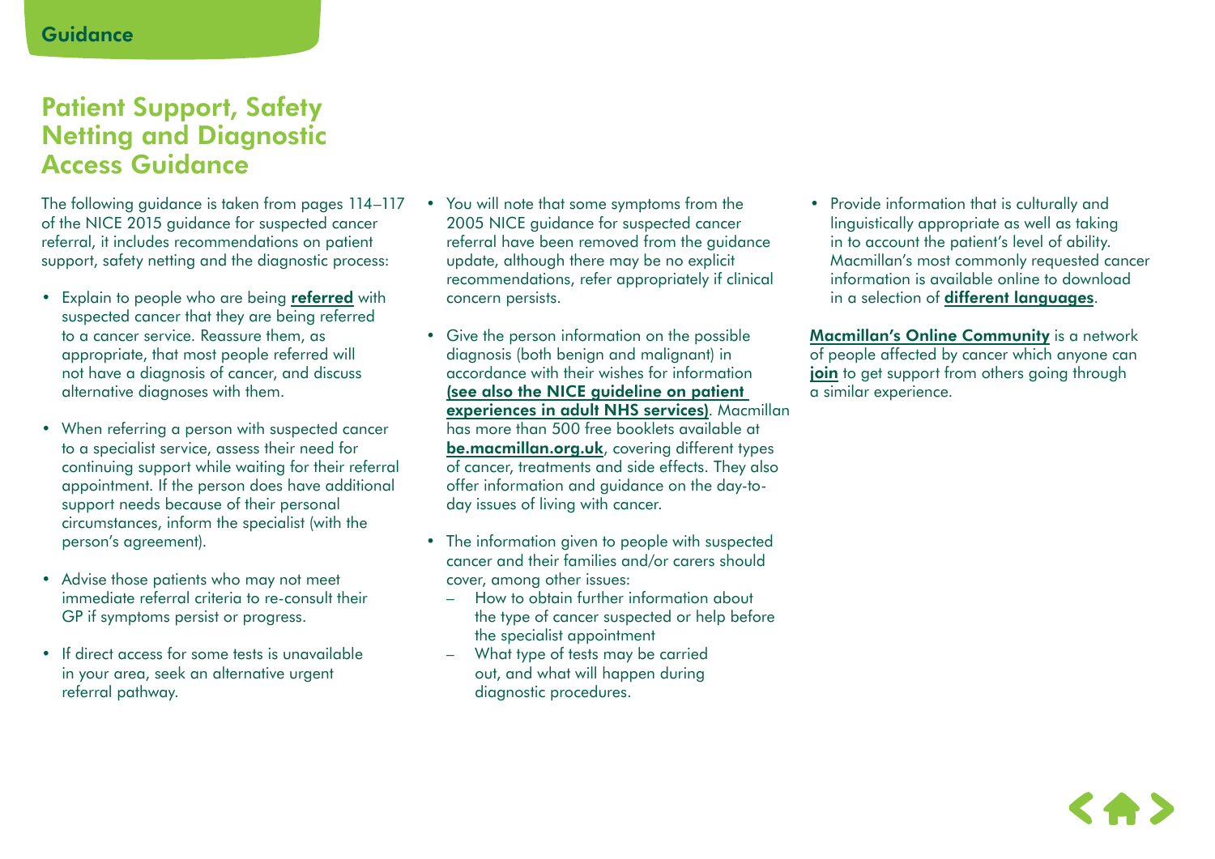# Patient Support, Safety Netting and Diagnostic Access Guidance

The following guidance is taken from pages 114–117 of the NICE 2015 guidance for suspected cancer referral, it includes recommendations on patient support, safety netting and the diagnostic process:

- Explain to people who are being **referred** with suspected cancer that they are being referred to a cancer service. Reassure them, as appropriate, that most people referred will not have a diagnosis of cancer, and discuss alternative diagnoses with them.
- When referring a person with suspected cancer to a specialist service, assess their need for continuing support while waiting for their referral appointment. If the person does have additional support needs because of their personal circumstances, inform the specialist (with the person's agreement).
- Advise those patients who may not meet immediate referral criteria to re-consult their GP if symptoms persist or progress.
- If direct access for some tests is unavailable in your area, seek an alternative urgent referral pathway.
- You will note that some symptoms from the 2005 NICE guidance for suspected cancer referral have been removed from the guidance update, although there may be no explicit recommendations, refer appropriately if clinical concern persists.
- Give the person information on the possible diagnosis (both benign and malignant) in accordance with their wishes for information **(see also the NICE guideline on patient experiences in adult NHS services)**. Macmillan has more than 500 free booklets available at **be.macmillan.org.uk**, covering different types of cancer, treatments and side effects. They also offer information and guidance on the day-to-day issues of living with cancer.
- The information given to people with suspected cancer and their families and/or carers should cover, among other issues:
  - How to obtain further information about the type of cancer suspected or help before the specialist appointment
  - What type of tests may be carried out, and what will happen during diagnostic procedures.
- Provide information that is culturally and linguistically appropriate as well as taking in to account the patient's level of ability. Macmillan's most commonly requested cancer information is available online to download in a selection of **different languages**.

**Macmillan's Online Community** is a network of people affected by cancer which anyone can **join** to get support from others going through a similar experience.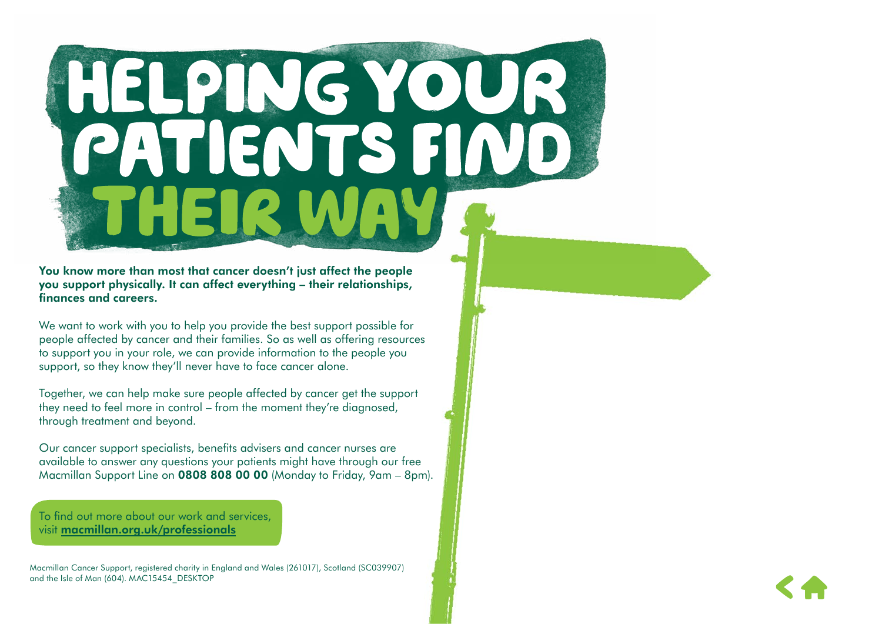# HELPING YOUR PATIENTS FIND THEIR WAY

**You know more than most that cancer doesn't just affect the people you support physically. It can affect everything – their relationships, finances and careers.**

We want to work with you to help you provide the best support possible for people affected by cancer and their families. So as well as offering resources to support you in your role, we can provide information to the people you support, so they know they'll never have to face cancer alone.

Together, we can help make sure people affected by cancer get the support they need to feel more in control – from the moment they're diagnosed, through treatment and beyond.

Our cancer support specialists, benefits advisers and cancer nurses are available to answer any questions your patients might have through our free Macmillan Support Line on **0808 808 00 00** (Monday to Friday, 9am – 8pm).

To find out more about our work and services, visit **macmillan.org.uk/professionals**

Macmillan Cancer Support, registered charity in England and Wales (261017), Scotland (SC039907) and the Isle of Man (604). MAC15454_DESKTOP